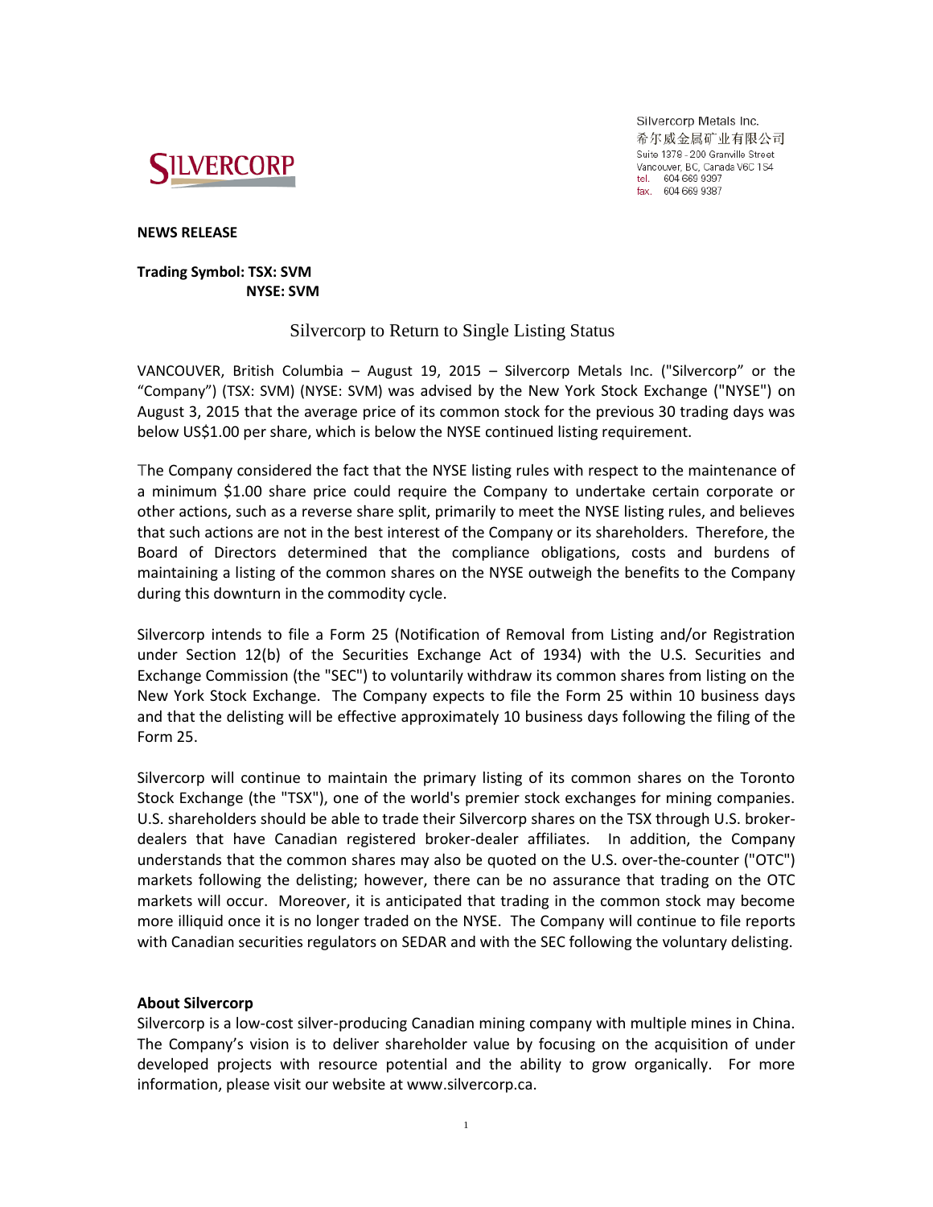Silvercorp Metals Inc.
希尔威金属矿业有限公司
Suite 1378 - 200 Granville Street
Vancouver, BC, Canada V6C 1S4
tel. 604 669 9397
fax. 604 669 9387

**NEWS RELEASE**

**Trading Symbol: TSX: SVM**
**NYSE: SVM**

# Silvercorp to Return to Single Listing Status

VANCOUVER, British Columbia – August 19, 2015 – Silvercorp Metals Inc. ("Silvercorp" or the "Company") (TSX: SVM) (NYSE: SVM) was advised by the New York Stock Exchange ("NYSE") on August 3, 2015 that the average price of its common stock for the previous 30 trading days was below US$1.00 per share, which is below the NYSE continued listing requirement.

The Company considered the fact that the NYSE listing rules with respect to the maintenance of a minimum $1.00 share price could require the Company to undertake certain corporate or other actions, such as a reverse share split, primarily to meet the NYSE listing rules, and believes that such actions are not in the best interest of the Company or its shareholders. Therefore, the Board of Directors determined that the compliance obligations, costs and burdens of maintaining a listing of the common shares on the NYSE outweigh the benefits to the Company during this downturn in the commodity cycle.

Silvercorp intends to file a Form 25 (Notification of Removal from Listing and/or Registration under Section 12(b) of the Securities Exchange Act of 1934) with the U.S. Securities and Exchange Commission (the "SEC") to voluntarily withdraw its common shares from listing on the New York Stock Exchange. The Company expects to file the Form 25 within 10 business days and that the delisting will be effective approximately 10 business days following the filing of the Form 25.

Silvercorp will continue to maintain the primary listing of its common shares on the Toronto Stock Exchange (the "TSX"), one of the world's premier stock exchanges for mining companies. U.S. shareholders should be able to trade their Silvercorp shares on the TSX through U.S. broker-dealers that have Canadian registered broker-dealer affiliates. In addition, the Company understands that the common shares may also be quoted on the U.S. over-the-counter ("OTC") markets following the delisting; however, there can be no assurance that trading on the OTC markets will occur. Moreover, it is anticipated that trading in the common stock may become more illiquid once it is no longer traded on the NYSE. The Company will continue to file reports with Canadian securities regulators on SEDAR and with the SEC following the voluntary delisting.

## About Silvercorp

Silvercorp is a low-cost silver-producing Canadian mining company with multiple mines in China. The Company's vision is to deliver shareholder value by focusing on the acquisition of under developed projects with resource potential and the ability to grow organically. For more information, please visit our website at www.silvercorp.ca.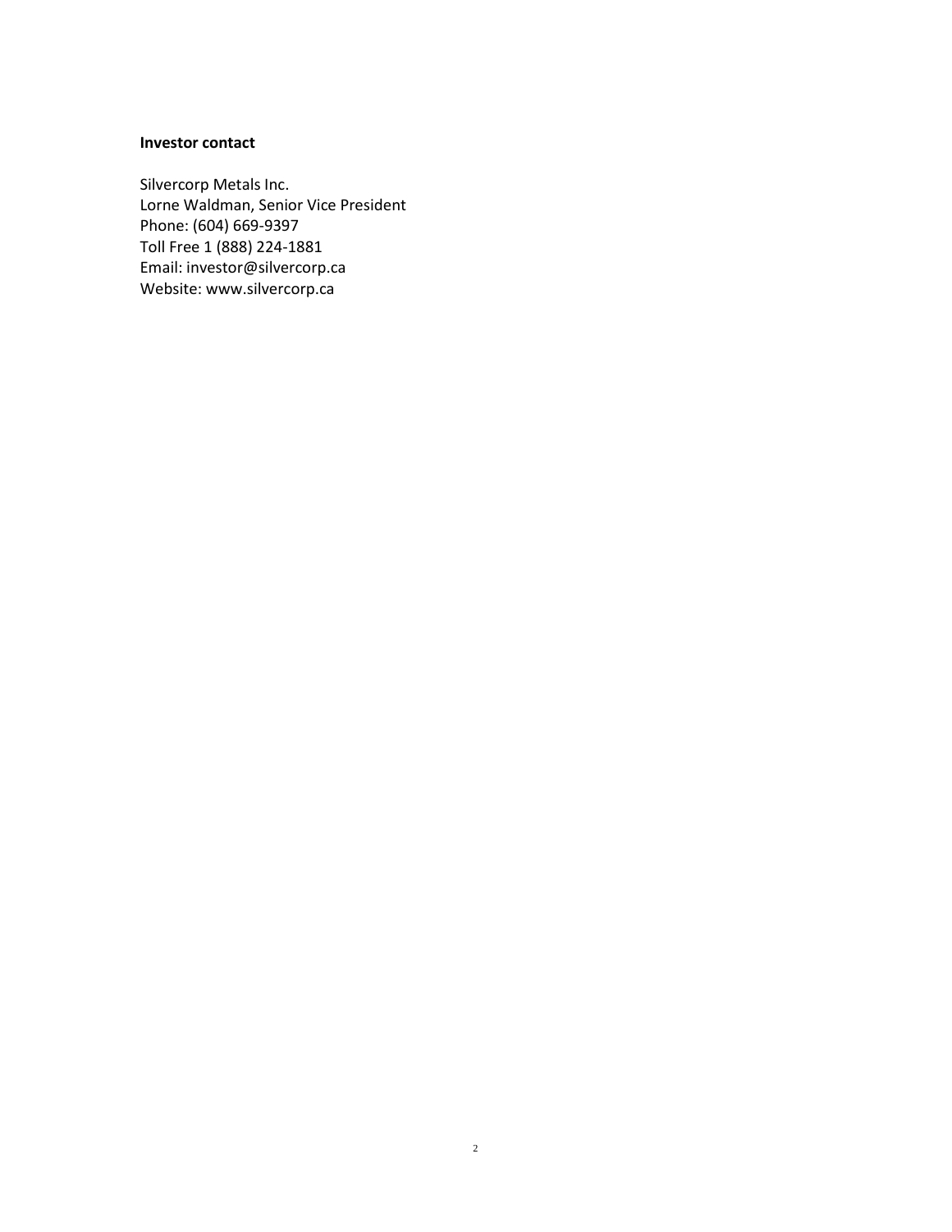**Investor contact**

Silvercorp Metals Inc.
Lorne Waldman, Senior Vice President
Phone: (604) 669-9397
Toll Free 1 (888) 224-1881
Email: investor@silvercorp.ca
Website: www.silvercorp.ca